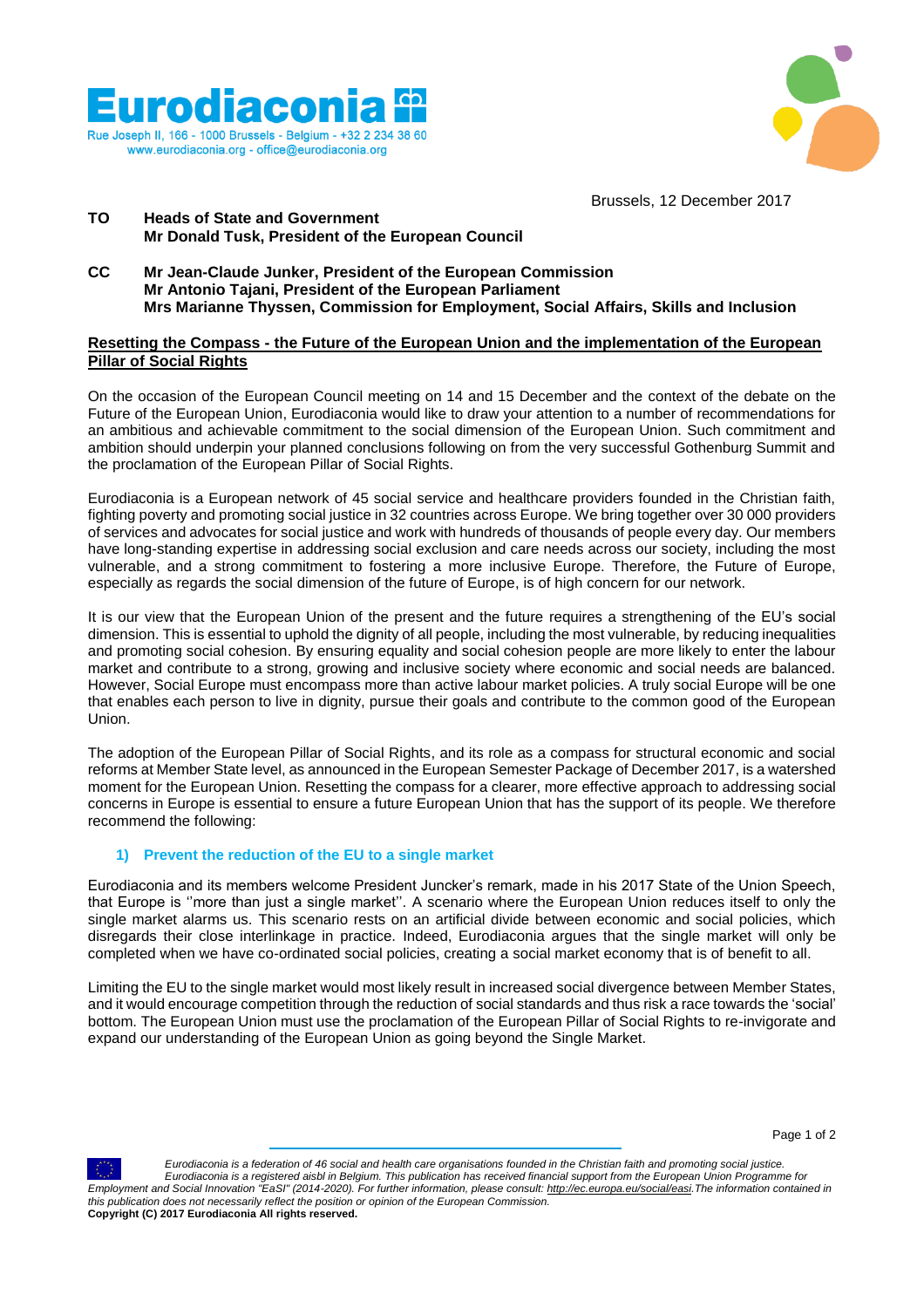**Eurodiaconia**

Rue Joseph II, 166 - 1000 Brussels - Belgium - +32 2 234 38 60
www.eurodiaconia.org - office@eurodiaconia.org

Brussels, 12 December 2017

**TO** **Heads of State and Government**
**Mr Donald Tusk, President of the European Council**

**CC** **Mr Jean-Claude Junker, President of the European Commission**
**Mr Antonio Tajani, President of the European Parliament**
**Mrs Marianne Thyssen, Commission for Employment, Social Affairs, Skills and Inclusion**

**Resetting the Compass - the Future of the European Union and the implementation of the European Pillar of Social Rights**

On the occasion of the European Council meeting on 14 and 15 December and the context of the debate on the Future of the European Union, Eurodiaconia would like to draw your attention to a number of recommendations for an ambitious and achievable commitment to the social dimension of the European Union. Such commitment and ambition should underpin your planned conclusions following on from the very successful Gothenburg Summit and the proclamation of the European Pillar of Social Rights.

Eurodiaconia is a European network of 45 social service and healthcare providers founded in the Christian faith, fighting poverty and promoting social justice in 32 countries across Europe. We bring together over 30 000 providers of services and advocates for social justice and work with hundreds of thousands of people every day. Our members have long-standing expertise in addressing social exclusion and care needs across our society, including the most vulnerable, and a strong commitment to fostering a more inclusive Europe. Therefore, the Future of Europe, especially as regards the social dimension of the future of Europe, is of high concern for our network.

It is our view that the European Union of the present and the future requires a strengthening of the EU's social dimension. This is essential to uphold the dignity of all people, including the most vulnerable, by reducing inequalities and promoting social cohesion. By ensuring equality and social cohesion people are more likely to enter the labour market and contribute to a strong, growing and inclusive society where economic and social needs are balanced. However, Social Europe must encompass more than active labour market policies. A truly social Europe will be one that enables each person to live in dignity, pursue their goals and contribute to the common good of the European Union.

The adoption of the European Pillar of Social Rights, and its role as a compass for structural economic and social reforms at Member State level, as announced in the European Semester Package of December 2017, is a watershed moment for the European Union. Resetting the compass for a clearer, more effective approach to addressing social concerns in Europe is essential to ensure a future European Union that has the support of its people. We therefore recommend the following:

## 1) Prevent the reduction of the EU to a single market

Eurodiaconia and its members welcome President Juncker's remark, made in his 2017 State of the Union Speech, that Europe is ''more than just a single market''. A scenario where the European Union reduces itself to only the single market alarms us. This scenario rests on an artificial divide between economic and social policies, which disregards their close interlinkage in practice. Indeed, Eurodiaconia argues that the single market will only be completed when we have co-ordinated social policies, creating a social market economy that is of benefit to all.

Limiting the EU to the single market would most likely result in increased social divergence between Member States, and it would encourage competition through the reduction of social standards and thus risk a race towards the 'social' bottom. The European Union must use the proclamation of the European Pillar of Social Rights to re-invigorate and expand our understanding of the European Union as going beyond the Single Market.

*Eurodiaconia is a federation of 46 social and health care organisations founded in the Christian faith and promoting social justice. Eurodiaconia is a registered aisbl in Belgium. This publication has received financial support from the European Union Programme for Employment and Social Innovation "EaSI" (2014-2020). For further information, please consult: http://ec.europa.eu/social/easi. The information contained in this publication does not necessarily reflect the position or opinion of the European Commission.*
**Copyright (C) 2017 Eurodiaconia All rights reserved.**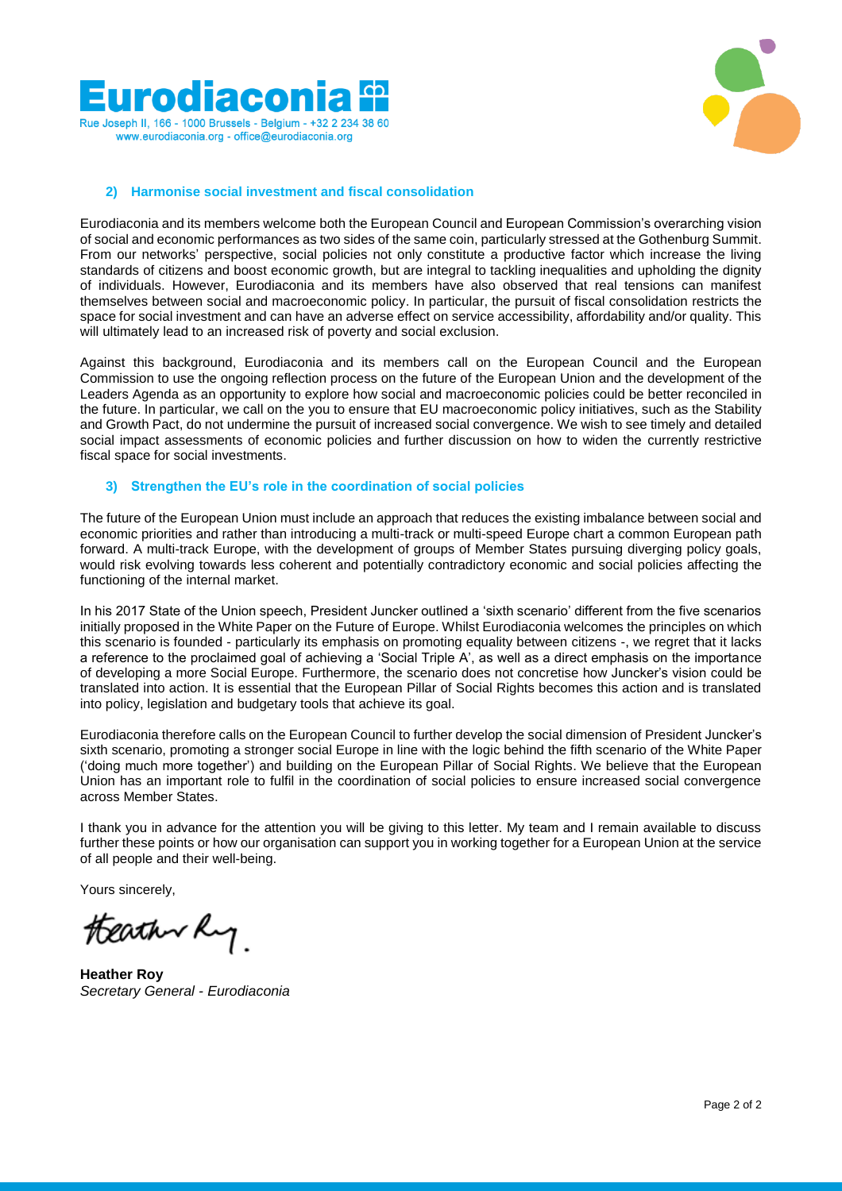### 2) Harmonise social investment and fiscal consolidation

Eurodiaconia and its members welcome both the European Council and European Commission's overarching vision of social and economic performances as two sides of the same coin, particularly stressed at the Gothenburg Summit. From our networks' perspective, social policies not only constitute a productive factor which increase the living standards of citizens and boost economic growth, but are integral to tackling inequalities and upholding the dignity of individuals. However, Eurodiaconia and its members have also observed that real tensions can manifest themselves between social and macroeconomic policy. In particular, the pursuit of fiscal consolidation restricts the space for social investment and can have an adverse effect on service accessibility, affordability and/or quality. This will ultimately lead to an increased risk of poverty and social exclusion.

Against this background, Eurodiaconia and its members call on the European Council and the European Commission to use the ongoing reflection process on the future of the European Union and the development of the Leaders Agenda as an opportunity to explore how social and macroeconomic policies could be better reconciled in the future. In particular, we call on the you to ensure that EU macroeconomic policy initiatives, such as the Stability and Growth Pact, do not undermine the pursuit of increased social convergence. We wish to see timely and detailed social impact assessments of economic policies and further discussion on how to widen the currently restrictive fiscal space for social investments.

### 3) Strengthen the EU's role in the coordination of social policies

The future of the European Union must include an approach that reduces the existing imbalance between social and economic priorities and rather than introducing a multi-track or multi-speed Europe chart a common European path forward. A multi-track Europe, with the development of groups of Member States pursuing diverging policy goals, would risk evolving towards less coherent and potentially contradictory economic and social policies affecting the functioning of the internal market.

In his 2017 State of the Union speech, President Juncker outlined a 'sixth scenario' different from the five scenarios initially proposed in the White Paper on the Future of Europe. Whilst Eurodiaconia welcomes the principles on which this scenario is founded - particularly its emphasis on promoting equality between citizens -, we regret that it lacks a reference to the proclaimed goal of achieving a 'Social Triple A', as well as a direct emphasis on the importance of developing a more Social Europe. Furthermore, the scenario does not concretise how Juncker's vision could be translated into action. It is essential that the European Pillar of Social Rights becomes this action and is translated into policy, legislation and budgetary tools that achieve its goal.

Eurodiaconia therefore calls on the European Council to further develop the social dimension of President Juncker's sixth scenario, promoting a stronger social Europe in line with the logic behind the fifth scenario of the White Paper ('doing much more together') and building on the European Pillar of Social Rights. We believe that the European Union has an important role to fulfil in the coordination of social policies to ensure increased social convergence across Member States.

I thank you in advance for the attention you will be giving to this letter. My team and I remain available to discuss further these points or how our organisation can support you in working together for a European Union at the service of all people and their well-being.

Yours sincerely,

**Heather Roy**
*Secretary General - Eurodiaconia*